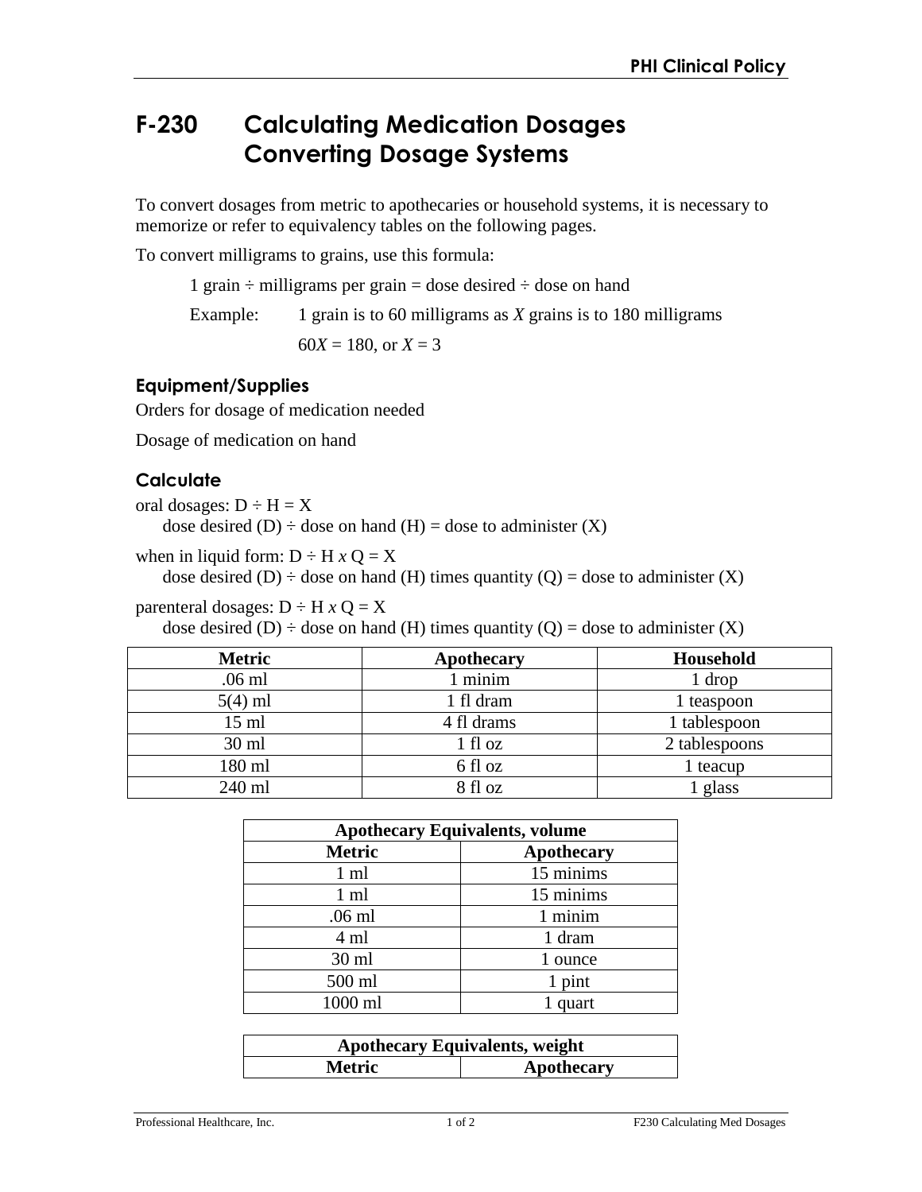# F-230 Calculating Medication Dosages Converting Dosage Systems

To convert dosages from metric to apothecaries or household systems, it is necessary to memorize or refer to equivalency tables on the following pages.

To convert milligrams to grains, use this formula:

1 grain ÷ milligrams per grain = dose desired ÷ dose on hand

Example: 1 grain is to 60 milligrams as $X$ grains is to 180 milligrams

$60X = 180$, or $X = 3$

### Equipment/Supplies

Orders for dosage of medication needed

Dosage of medication on hand

### Calculate

oral dosages: D ÷ H = X
dose desired (D) ÷ dose on hand (H) = dose to administer (X)

when in liquid form: D ÷ H *x* Q = X
dose desired (D) ÷ dose on hand (H) times quantity (Q) = dose to administer (X)

parenteral dosages: D ÷ H *x* Q = X
dose desired (D) ÷ dose on hand (H) times quantity (Q) = dose to administer (X)

| Metric | Apothecary | Household |
|---|---|---|
| .06 ml | 1 minim | 1 drop |
| 5(4) ml | 1 fl dram | 1 teaspoon |
| 15 ml | 4 fl drams | 1 tablespoon |
| 30 ml | 1 fl oz | 2 tablespoons |
| 180 ml | 6 fl oz | 1 teacup |
| 240 ml | 8 fl oz | 1 glass |

| Apothecary Equivalents, volume | |
|---|---|
| **Metric** | **Apothecary** |
| 1 ml | 15 minims |
| 1 ml | 15 minims |
| .06 ml | 1 minim |
| 4 ml | 1 dram |
| 30 ml | 1 ounce |
| 500 ml | 1 pint |
| 1000 ml | 1 quart |

| Apothecary Equivalents, weight | |
|---|---|
| **Metric** | **Apothecary** |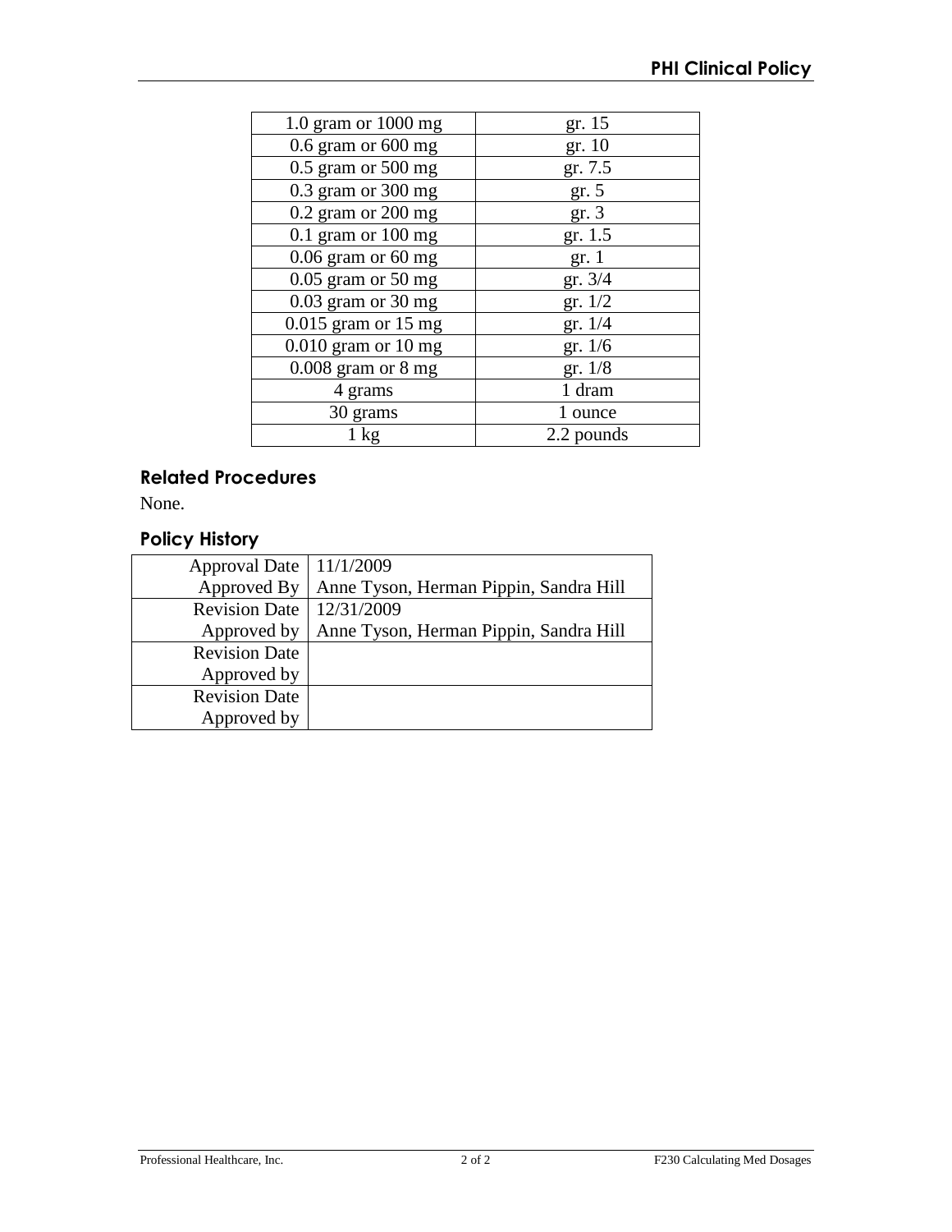| | |
|---|---|
| 1.0 gram or 1000 mg | gr. 15 |
| 0.6 gram or 600 mg | gr. 10 |
| 0.5 gram or 500 mg | gr. 7.5 |
| 0.3 gram or 300 mg | gr. 5 |
| 0.2 gram or 200 mg | gr. 3 |
| 0.1 gram or 100 mg | gr. 1.5 |
| 0.06 gram or 60 mg | gr. 1 |
| 0.05 gram or 50 mg | gr. 3/4 |
| 0.03 gram or 30 mg | gr. 1/2 |
| 0.015 gram or 15 mg | gr. 1/4 |
| 0.010 gram or 10 mg | gr. 1/6 |
| 0.008 gram or 8 mg | gr. 1/8 |
| 4 grams | 1 dram |
| 30 grams | 1 ounce |
| 1 kg | 2.2 pounds |

## Related Procedures

None.

## Policy History

| | |
|---|---|
| Approval Date | 11/1/2009 |
| Approved By | Anne Tyson, Herman Pippin, Sandra Hill |
| Revision Date | 12/31/2009 |
| Approved by | Anne Tyson, Herman Pippin, Sandra Hill |
| Revision Date | |
| Approved by | |
| Revision Date | |
| Approved by | |